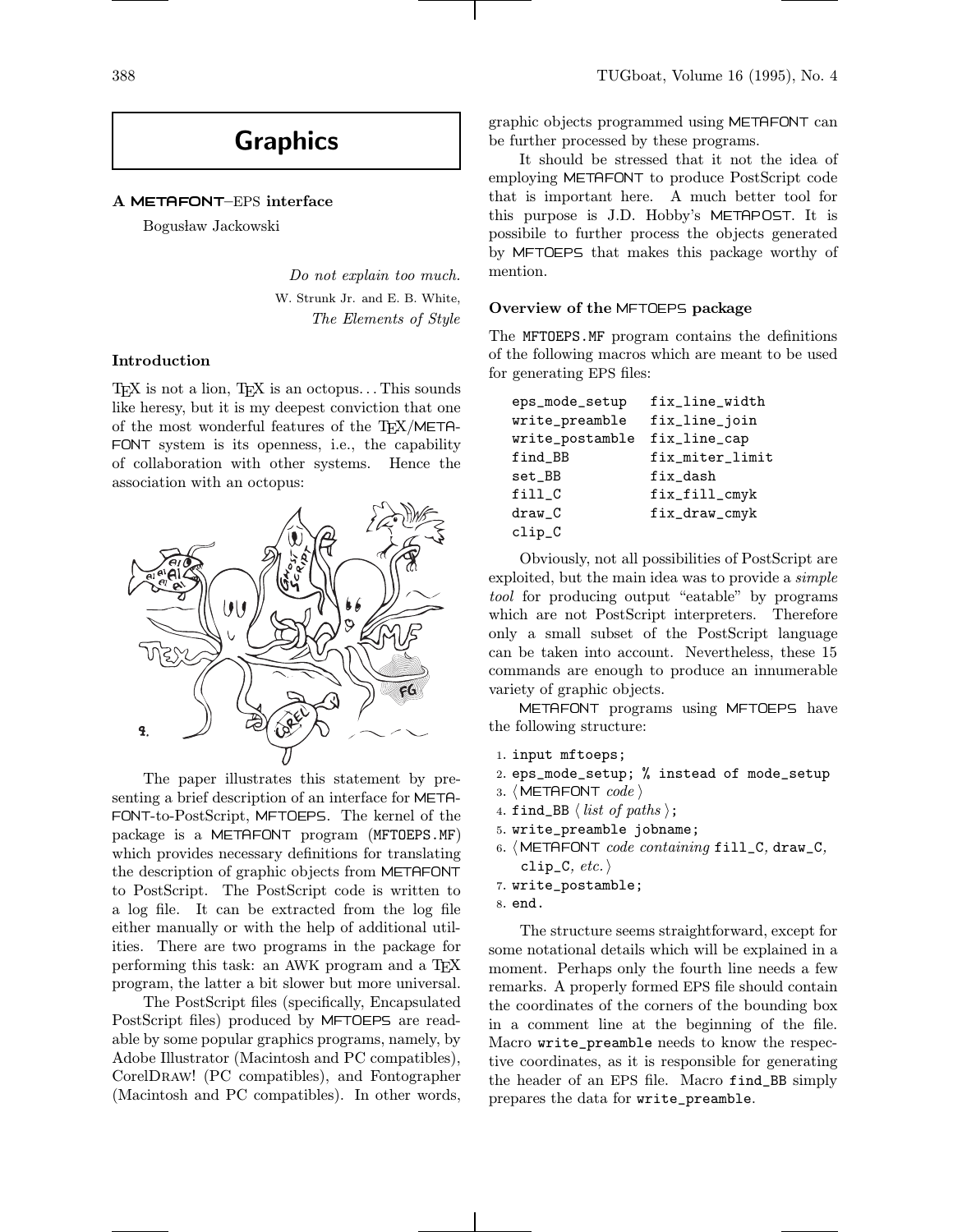# Graphics

## A METAFONT–EPS interface

Bogusław Jackowski

> *Do not explain too much.*
> W. Strunk Jr. and E. B. White,
> *The Elements of Style*

### Introduction

TEX is not a lion, TEX is an octopus... This sounds like heresy, but it is my deepest conviction that one of the most wonderful features of the TEX/METAFONT system is its openness, i.e., the capability of collaboration with other systems. Hence the association with an octopus:

The paper illustrates this statement by presenting a brief description of an interface for METAFONT-to-PostScript, MFTOEPS. The kernel of the package is a METAFONT program (MFTOEPS.MF) which provides necessary definitions for translating the description of graphic objects from METAFONT to PostScript. The PostScript code is written to a log file. It can be extracted from the log file either manually or with the help of additional utilities. There are two programs in the package for performing this task: an AWK program and a TEX program, the latter a bit slower but more universal.

The PostScript files (specifically, Encapsulated PostScript files) produced by MFTOEPS are readable by some popular graphics programs, namely, by Adobe Illustrator (Macintosh and PC compatibles), CorelDRAW! (PC compatibles), and Fontographer (Macintosh and PC compatibles). In other words, graphic objects programmed using METAFONT can be further processed by these programs.

It should be stressed that it not the idea of employing METAFONT to produce PostScript code that is important here. A much better tool for this purpose is J.D. Hobby's METAPOST. It is possibile to further process the objects generated by MFTOEPS that makes this package worthy of mention.

### Overview of the MFTOEPS package

The MFTOEPS.MF program contains the definitions of the following macros which are meant to be used for generating EPS files:

```
eps_mode_setup   fix_line_width
write_preamble   fix_line_join
write_postamble  fix_line_cap
find_BB          fix_miter_limit
set_BB           fix_dash
fill_C           fix_fill_cmyk
draw_C           fix_draw_cmyk
clip_C
```

Obviously, not all possibilities of PostScript are exploited, but the main idea was to provide a *simple tool* for producing output "eatable" by programs which are not PostScript interpreters. Therefore only a small subset of the PostScript language can be taken into account. Nevertheless, these 15 commands are enough to produce an innumerable variety of graphic objects.

METAFONT programs using MFTOEPS have the following structure:

1. `input mftoeps;`
2. `eps_mode_setup; % instead of mode_setup`
3. ⟨METAFONT *code*⟩
4. `find_BB` ⟨*list of paths*⟩;
5. `write_preamble jobname;`
6. ⟨METAFONT *code containing* `fill_C`, `draw_C`, `clip_C`, *etc.*⟩
7. `write_postamble;`
8. `end.`

The structure seems straightforward, except for some notational details which will be explained in a moment. Perhaps only the fourth line needs a few remarks. A properly formed EPS file should contain the coordinates of the corners of the bounding box in a comment line at the beginning of the file. Macro `write_preamble` needs to know the respective coordinates, as it is responsible for generating the header of an EPS file. Macro `find_BB` simply prepares the data for `write_preamble`.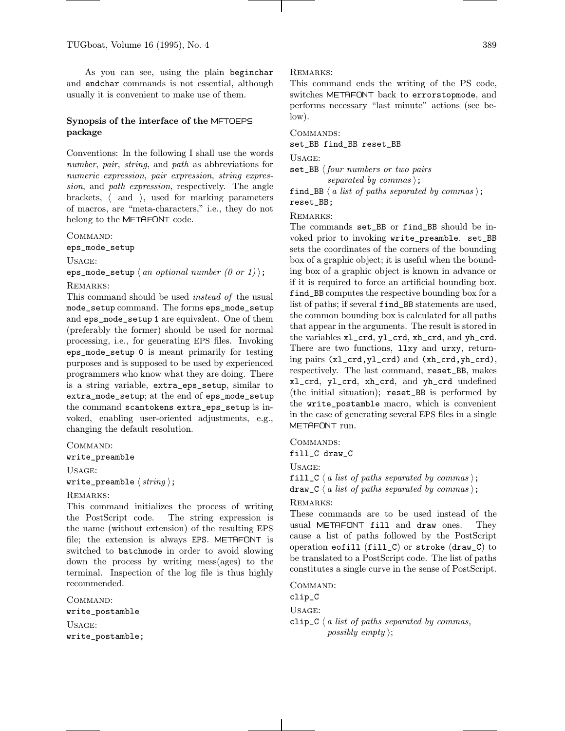As you can see, using the plain `beginchar` and `endchar` commands is not essential, although usually it is convenient to make use of them.

### Synopsis of the interface of the MFTOEPS package

Conventions: In the following I shall use the words *number*, *pair*, *string*, and *path* as abbreviations for *numeric expression*, *pair expression*, *string expression*, and *path expression*, respectively. The angle brackets, ⟨ and ⟩, used for marking parameters of macros, are "meta-characters," i.e., they do not belong to the METAFONT code.

COMMAND:
`eps_mode_setup`

USAGE:
`eps_mode_setup` ⟨ *an optional number (0 or 1)* ⟩`;`

REMARKS:
This command should be used *instead of* the usual `mode_setup` command. The forms `eps_mode_setup` and `eps_mode_setup 1` are equivalent. One of them (preferably the former) should be used for normal processing, i.e., for generating EPS files. Invoking `eps_mode_setup 0` is meant primarily for testing purposes and is supposed to be used by experienced programmers who know what they are doing. There is a string variable, `extra_eps_setup`, similar to `extra_mode_setup`; at the end of `eps_mode_setup` the command `scantokens extra_eps_setup` is invoked, enabling user-oriented adjustments, e.g., changing the default resolution.

COMMAND:
`write_preamble`

USAGE:
`write_preamble` ⟨ *string* ⟩`;`

REMARKS:
This command initializes the process of writing the PostScript code. The string expression is the name (without extension) of the resulting EPS file; the extension is always `EPS`. METAFONT is switched to `batchmode` in order to avoid slowing down the process by writing mess(ages) to the terminal. Inspection of the log file is thus highly recommended.

COMMAND:
`write_postamble`

USAGE:
`write_postamble;`

REMARKS:
This command ends the writing of the PS code, switches METAFONT back to `errorstopmode`, and performs necessary "last minute" actions (see below).

COMMANDS:
`set_BB find_BB reset_BB`

USAGE:
`set_BB` ⟨ *four numbers or two pairs separated by commas* ⟩`;`
`find_BB` ⟨ *a list of paths separated by commas* ⟩`;`
`reset_BB;`

REMARKS:
The commands `set_BB` or `find_BB` should be invoked prior to invoking `write_preamble`. `set_BB` sets the coordinates of the corners of the bounding box of a graphic object; it is useful when the bounding box of a graphic object is known in advance or if it is required to force an artificial bounding box. `find_BB` computes the respective bounding box for a list of paths; if several `find_BB` statements are used, the common bounding box is calculated for all paths that appear in the arguments. The result is stored in the variables `xl_crd`, `yl_crd`, `xh_crd`, and `yh_crd`. There are two functions, `llxy` and `urxy`, returning pairs `(xl_crd,yl_crd)` and `(xh_crd,yh_crd)`, respectively. The last command, `reset_BB`, makes `xl_crd`, `yl_crd`, `xh_crd`, and `yh_crd` undefined (the initial situation); `reset_BB` is performed by the `write_postamble` macro, which is convenient in the case of generating several EPS files in a single METAFONT run.

COMMANDS:
`fill_C draw_C`

USAGE:
`fill_C` ⟨ *a list of paths separated by commas* ⟩`;`
`draw_C` ⟨ *a list of paths separated by commas* ⟩`;`

REMARKS:
These commands are to be used instead of the usual METAFONT `fill` and `draw` ones. They cause a list of paths followed by the PostScript operation `eofill` (`fill_C`) or `stroke` (`draw_C`) to be translated to a PostScript code. The list of paths constitutes a single curve in the sense of PostScript.

COMMAND:
`clip_C`

USAGE:
`clip_C` ⟨ *a list of paths separated by commas, possibly empty* ⟩;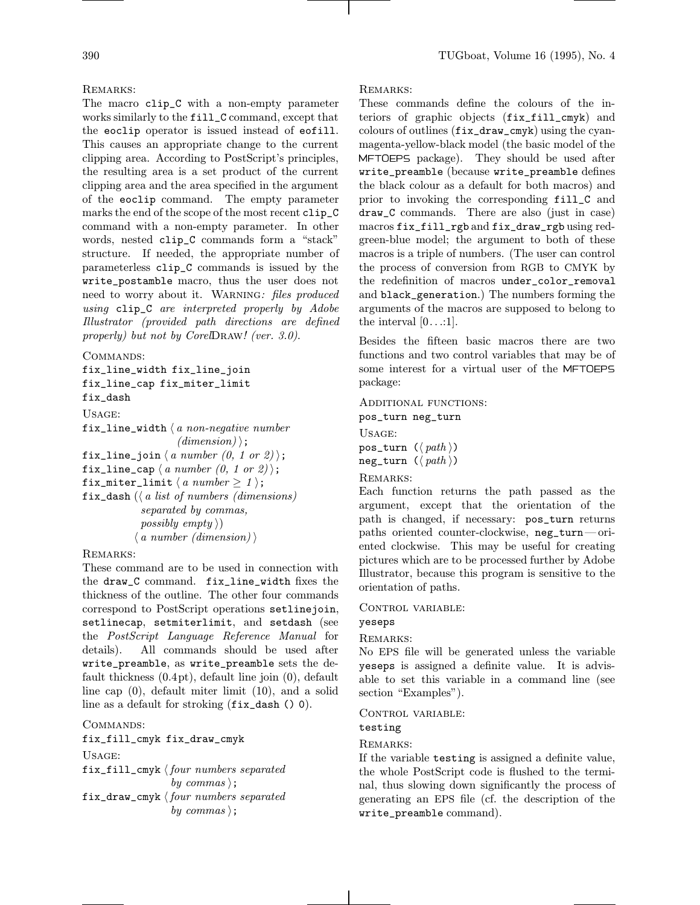REMARKS:

The macro `clip_C` with a non-empty parameter works similarly to the `fill_C` command, except that the `eoclip` operator is issued instead of `eofill`. This causes an appropriate change to the current clipping area. According to PostScript's principles, the resulting area is a set product of the current clipping area and the area specified in the argument of the `eoclip` command. The empty parameter marks the end of the scope of the most recent `clip_C` command with a non-empty parameter. In other words, nested `clip_C` commands form a "stack" structure. If needed, the appropriate number of parameterless `clip_C` commands is issued by the `write_postamble` macro, thus the user does not need to worry about it. WARNING*: files produced using* `clip_C` *are interpreted properly by Adobe Illustrator (provided path directions are defined properly) but not by Corel*DRAW*! (ver. 3.0).*

COMMANDS:

`fix_line_width fix_line_join`
`fix_line_cap fix_miter_limit`
`fix_dash`

USAGE:

`fix_line_width` ⟨ *a non-negative number (dimension)* ⟩;
`fix_line_join` ⟨ *a number (0, 1 or 2)* ⟩;
`fix_line_cap` ⟨ *a number (0, 1 or 2)* ⟩;
`fix_miter_limit` ⟨ *a number* $\geq$ *1* ⟩;
`fix_dash` (⟨ *a list of numbers (dimensions) separated by commas, possibly empty* ⟩)
⟨ *a number (dimension)* ⟩

REMARKS:

These command are to be used in connection with the `draw_C` command. `fix_line_width` fixes the thickness of the outline. The other four commands correspond to PostScript operations `setlinejoin`, `setlinecap`, `setmiterlimit`, and `setdash` (see the *PostScript Language Reference Manual* for details). All commands should be used after `write_preamble`, as `write_preamble` sets the default thickness (0.4pt), default line join (0), default line cap (0), default miter limit (10), and a solid line as a default for stroking (`fix_dash () 0`).

COMMANDS:

`fix_fill_cmyk fix_draw_cmyk`

USAGE:

`fix_fill_cmyk` ⟨ *four numbers separated by commas* ⟩;
`fix_draw_cmyk` ⟨ *four numbers separated by commas* ⟩;

REMARKS:

These commands define the colours of the interiors of graphic objects (`fix_fill_cmyk`) and colours of outlines (`fix_draw_cmyk`) using the cyan-magenta-yellow-black model (the basic model of the MFTOEPS package). They should be used after `write_preamble` (because `write_preamble` defines the black colour as a default for both macros) and prior to invoking the corresponding `fill_C` and `draw_C` commands. There are also (just in case) macros `fix_fill_rgb` and `fix_draw_rgb` using red-green-blue model; the argument to both of these macros is a triple of numbers. (The user can control the process of conversion from RGB to CMYK by the redefinition of macros `under_color_removal` and `black_generation`.) The numbers forming the arguments of the macros are supposed to belong to the interval [0...:1].

Besides the fifteen basic macros there are two functions and two control variables that may be of some interest for a virtual user of the MFTOEPS package:

ADDITIONAL FUNCTIONS:

`pos_turn neg_turn`

USAGE:

`pos_turn` (⟨ *path* ⟩)
`neg_turn` (⟨ *path* ⟩)

REMARKS:

Each function returns the path passed as the argument, except that the orientation of the path is changed, if necessary: `pos_turn` returns paths oriented counter-clockwise, `neg_turn` — oriented clockwise. This may be useful for creating pictures which are to be processed further by Adobe Illustrator, because this program is sensitive to the orientation of paths.

CONTROL VARIABLE:

`yeseps`

REMARKS:

No EPS file will be generated unless the variable `yeseps` is assigned a definite value. It is advisable to set this variable in a command line (see section "Examples").

CONTROL VARIABLE:

`testing`

REMARKS:

If the variable `testing` is assigned a definite value, the whole PostScript code is flushed to the terminal, thus slowing down significantly the process of generating an EPS file (cf. the description of the `write_preamble` command).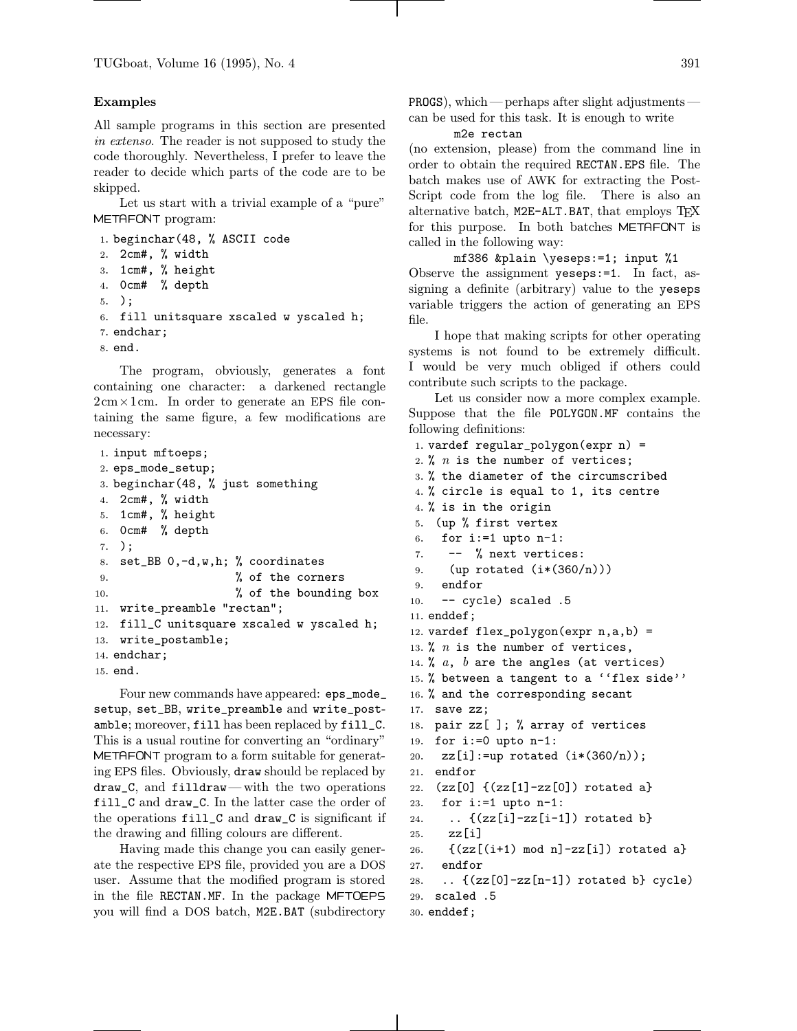### Examples

All sample programs in this section are presented *in extenso*. The reader is not supposed to study the code thoroughly. Nevertheless, I prefer to leave the reader to decide which parts of the code are to be skipped.

Let us start with a trivial example of a "pure" METAFONT program:

```
1. beginchar(48, % ASCII code
2.  2cm#, % width
3.  1cm#, % height
4.  0cm#  % depth
5.  );
6.  fill unitsquare xscaled w yscaled h;
7. endchar;
8. end.
```

The program, obviously, generates a font containing one character: a darkened rectangle 2 cm × 1 cm. In order to generate an EPS file containing the same figure, a few modifications are necessary:

```
1. input mftoeps;
2. eps_mode_setup;
3. beginchar(48, % just something
4.  2cm#, % width
5.  1cm#, % height
6.  0cm#  % depth
7.  );
8.  set_BB 0,-d,w,h; % coordinates
9.                   % of the corners
10.                  % of the bounding box
11.  write_preamble "rectan";
12.  fill_C unitsquare xscaled w yscaled h;
13.  write_postamble;
14. endchar;
15. end.
```

Four new commands have appeared: `eps_mode_setup`, `set_BB`, `write_preamble` and `write_postamble`; moreover, `fill` has been replaced by `fill_C`. This is a usual routine for converting an "ordinary" METAFONT program to a form suitable for generating EPS files. Obviously, `draw` should be replaced by `draw_C`, and `filldraw` — with the two operations `fill_C` and `draw_C`. In the latter case the order of the operations `fill_C` and `draw_C` is significant if the drawing and filling colours are different.

Having made this change you can easily generate the respective EPS file, provided you are a DOS user. Assume that the modified program is stored in the file `RECTAN.MF`. In the package MFTOEPS you will find a DOS batch, `M2E.BAT` (subdirectory `PROGS`), which — perhaps after slight adjustments — can be used for this task. It is enough to write

```
m2e rectan
```

(no extension, please) from the command line in order to obtain the required `RECTAN.EPS` file. The batch makes use of AWK for extracting the PostScript code from the log file. There is also an alternative batch, `M2E-ALT.BAT`, that employs TeX for this purpose. In both batches METAFONT is called in the following way:

```
mf386 &plain \yeseps:=1; input %1
```

Observe the assignment `yeseps:=1`. In fact, assigning a definite (arbitrary) value to the `yeseps` variable triggers the action of generating an EPS file.

I hope that making scripts for other operating systems is not found to be extremely difficult. I would be very much obliged if others could contribute such scripts to the package.

Let us consider now a more complex example. Suppose that the file `POLYGON.MF` contains the following definitions:

```
1. vardef regular_polygon(expr n) =
2. % n is the number of vertices;
3. % the diameter of the circumscribed
4. % circle is equal to 1, its centre
4. % is in the origin
5.  (up % first vertex
6.   for i:=1 upto n-1:
7.    --  % next vertices:
9.    (up rotated (i*(360/n)))
9.   endfor
10.   -- cycle) scaled .5
11. enddef;
12. vardef flex_polygon(expr n,a,b) =
13. % n is the number of vertices,
14. % a, b are the angles (at vertices)
15. % between a tangent to a ''flex side''
16. % and the corresponding secant
17.  save zz;
18.  pair zz[ ]; % array of vertices
19.  for i:=0 upto n-1:
20.   zz[i]:=up rotated (i*(360/n));
21.  endfor
22.  (zz[0] {(zz[1]-zz[0]) rotated a}
23.   for i:=1 upto n-1:
24.    .. {(zz[i]-zz[i-1]) rotated b}
25.    zz[i]
26.    {(zz[(i+1) mod n]-zz[i]) rotated a}
27.   endfor
28.   .. {(zz[0]-zz[n-1]) rotated b} cycle)
29.  scaled .5
30. enddef;
```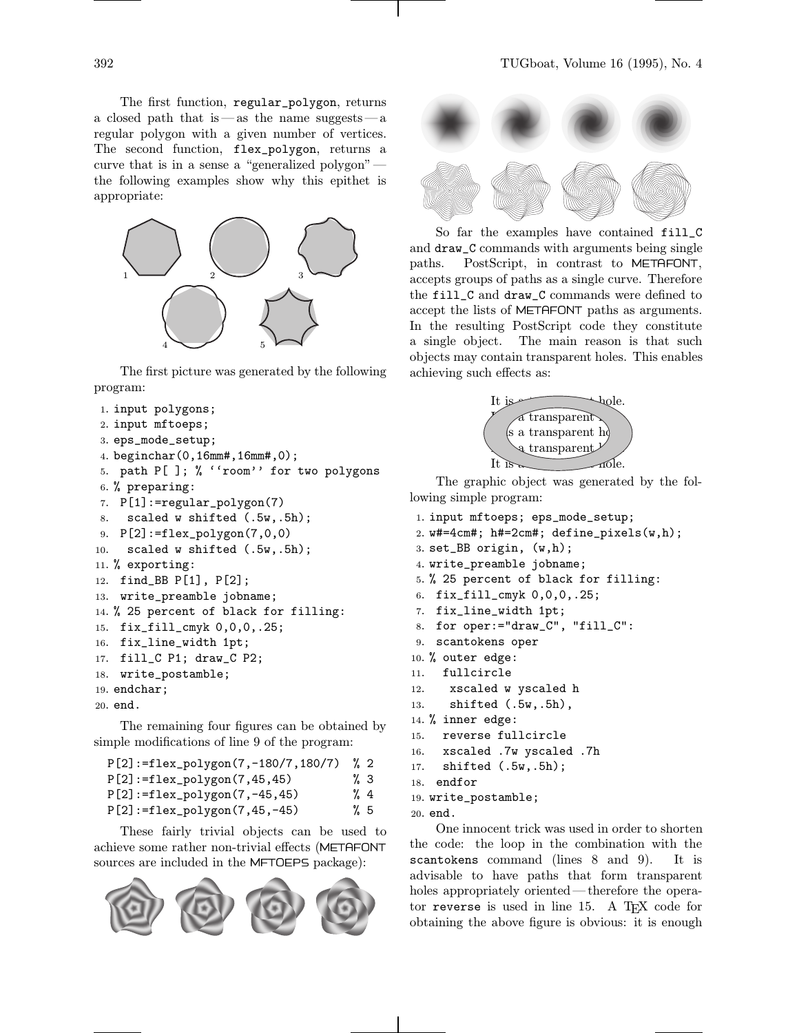The first function, `regular_polygon`, returns a closed path that is — as the name suggests — a regular polygon with a given number of vertices. The second function, `flex_polygon`, returns a curve that is in a sense a "generalized polygon" — the following examples show why this epithet is appropriate:

The first picture was generated by the following program:

```
1. input polygons;
2. input mftoeps;
3. eps_mode_setup;
4. beginchar(0,16mm#,16mm#,0);
5.  path P[ ]; % ''room'' for two polygons
6. % preparing:
7.  P[1]:=regular_polygon(7)
8.   scaled w shifted (.5w,.5h);
9.  P[2]:=flex_polygon(7,0,0)
10.   scaled w shifted (.5w,.5h);
11. % exporting:
12.  find_BB P[1], P[2];
13.  write_preamble jobname;
14. % 25 percent of black for filling:
15.  fix_fill_cmyk 0,0,0,.25;
16.  fix_line_width 1pt;
17.  fill_C P1; draw_C P2;
18.  write_postamble;
19. endchar;
20. end.
```

The remaining four figures can be obtained by simple modifications of line 9 of the program:

```
P[2]:=flex_polygon(7,-180/7,180/7)  % 2
P[2]:=flex_polygon(7,45,45)         % 3
P[2]:=flex_polygon(7,-45,45)        % 4
P[2]:=flex_polygon(7,45,-45)        % 5
```

These fairly trivial objects can be used to achieve some rather non-trivial effects (METAFONT sources are included in the MFTOEPS package):

So far the examples have contained `fill_C` and `draw_C` commands with arguments being single paths. PostScript, in contrast to METAFONT, accepts groups of paths as a single curve. Therefore the `fill_C` and `draw_C` commands were defined to accept the lists of METAFONT paths as arguments. In the resulting PostScript code they constitute a single object. The main reason is that such objects may contain transparent holes. This enables achieving such effects as:

The graphic object was generated by the following simple program:

```
1. input mftoeps; eps_mode_setup;
2. w#=4cm#; h#=2cm#; define_pixels(w,h);
3. set_BB origin, (w,h);
4. write_preamble jobname;
5. % 25 percent of black for filling:
6.  fix_fill_cmyk 0,0,0,.25;
7.  fix_line_width 1pt;
8.  for oper:="draw_C", "fill_C":
9.  scantokens oper
10. % outer edge:
11.   fullcircle
12.    xscaled w yscaled h
13.    shifted (.5w,.5h),
14. % inner edge:
15.   reverse fullcircle
16.   xscaled .7w yscaled .7h
17.   shifted (.5w,.5h);
18.  endfor
19. write_postamble;
20. end.
```

One innocent trick was used in order to shorten the code: the loop in the combination with the `scantokens` command (lines 8 and 9). It is advisable to have paths that form transparent holes appropriately oriented — therefore the operator `reverse` is used in line 15. A TeX code for obtaining the above figure is obvious: it is enough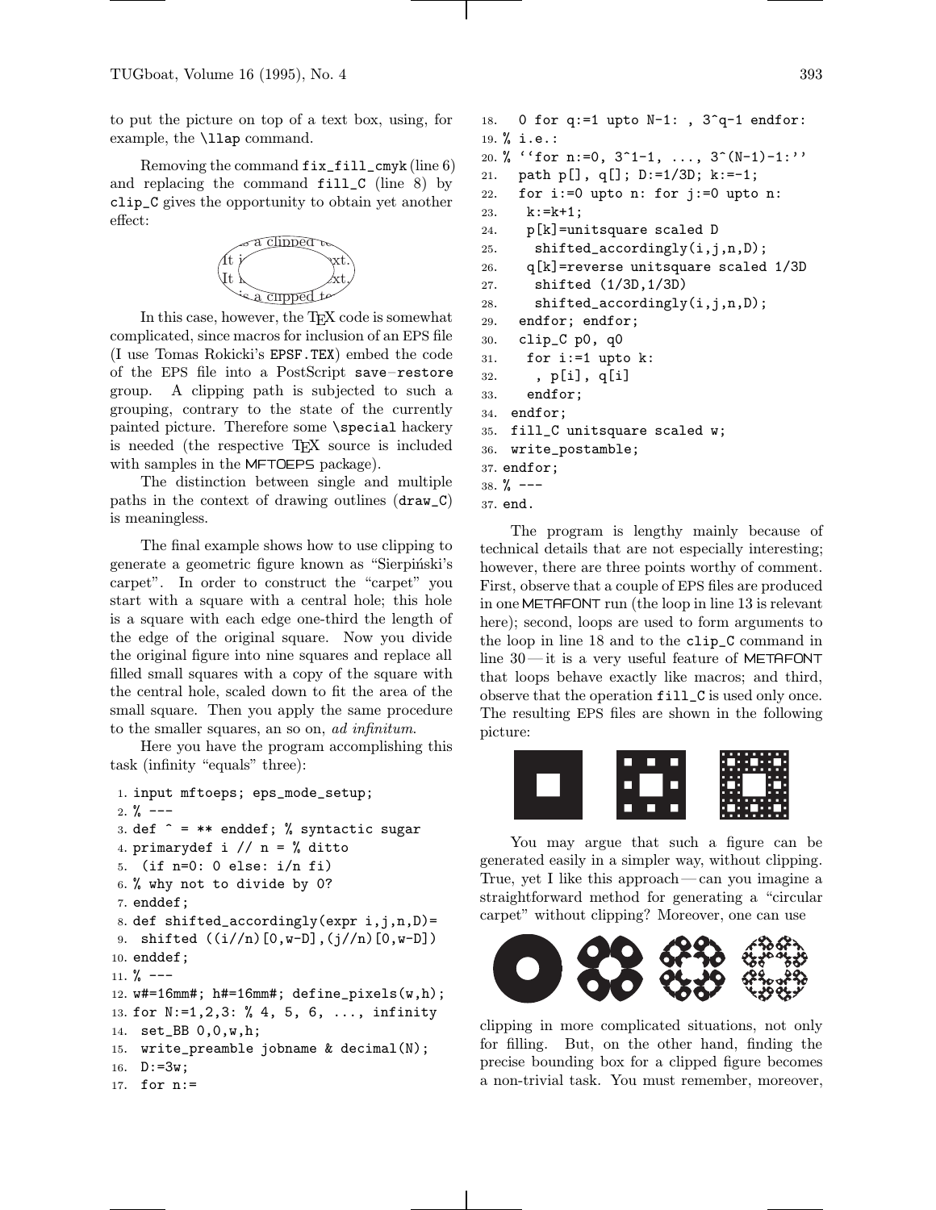to put the picture on top of a text box, using, for example, the `\llap` command.

Removing the command `fix_fill_cmyk` (line 6) and replacing the command `fill_C` (line 8) by `clip_C` gives the opportunity to obtain yet another effect:

In this case, however, the TEX code is somewhat complicated, since macros for inclusion of an EPS file (I use Tomas Rokicki's `EPSF.TEX`) embed the code of the EPS file into a PostScript `save`–`restore` group. A clipping path is subjected to such a grouping, contrary to the state of the currently painted picture. Therefore some `\special` hackery is needed (the respective TEX source is included with samples in the MFTOEPS package).

The distinction between single and multiple paths in the context of drawing outlines (`draw_C`) is meaningless.

The final example shows how to use clipping to generate a geometric figure known as "Sierpiński's carpet". In order to construct the "carpet" you start with a square with a central hole; this hole is a square with each edge one-third the length of the edge of the original square. Now you divide the original figure into nine squares and replace all filled small squares with a copy of the square with the central hole, scaled down to fit the area of the small square. Then you apply the same procedure to the smaller squares, an so on, *ad infinitum*.

Here you have the program accomplishing this task (infinity "equals" three):

```
1. input mftoeps; eps_mode_setup;
2. % ---
3. def ^ = ** enddef; % syntactic sugar
4. primarydef i // n = % ditto
5.  (if n=0: 0 else: i/n fi)
6. % why not to divide by 0?
7. enddef;
8. def shifted_accordingly(expr i,j,n,D)=
9.  shifted ((i//n)[0,w-D],(j//n)[0,w-D])
10. enddef;
11. % ---
12. w#=16mm#; h#=16mm#; define_pixels(w,h);
13. for N:=1,2,3: % 4, 5, 6, ..., infinity
14.  set_BB 0,0,w,h;
15.  write_preamble jobname & decimal(N);
16.  D:=3w;
17.  for n:=
18.   0 for q:=1 upto N-1: , 3^q-1 endfor:
19. % i.e.:
20. % ``for n:=0, 3^1-1, ..., 3^(N-1)-1:''
21.   path p[], q[]; D:=1/3D; k:=-1;
22.   for i:=0 upto n: for j:=0 upto n:
23.    k:=k+1;
24.    p[k]=unitsquare scaled D
25.     shifted_accordingly(i,j,n,D);
26.    q[k]=reverse unitsquare scaled 1/3D
27.     shifted (1/3D,1/3D)
28.     shifted_accordingly(i,j,n,D);
29.   endfor; endfor;
30.   clip_C p0, q0
31.    for i:=1 upto k:
32.     , p[i], q[i]
33.    endfor;
34.  endfor;
35.  fill_C unitsquare scaled w;
36.  write_postamble;
37. endfor;
38. % ---
37. end.
```

The program is lengthy mainly because of technical details that are not especially interesting; however, there are three points worthy of comment. First, observe that a couple of EPS files are produced in one METAFONT run (the loop in line 13 is relevant here); second, loops are used to form arguments to the loop in line 18 and to the `clip_C` command in line 30 — it is a very useful feature of METAFONT that loops behave exactly like macros; and third, observe that the operation `fill_C` is used only once. The resulting EPS files are shown in the following picture:

You may argue that such a figure can be generated easily in a simpler way, without clipping. True, yet I like this approach — can you imagine a straightforward method for generating a "circular carpet" without clipping? Moreover, one can use

clipping in more complicated situations, not only for filling. But, on the other hand, finding the precise bounding box for a clipped figure becomes a non-trivial task. You must remember, moreover,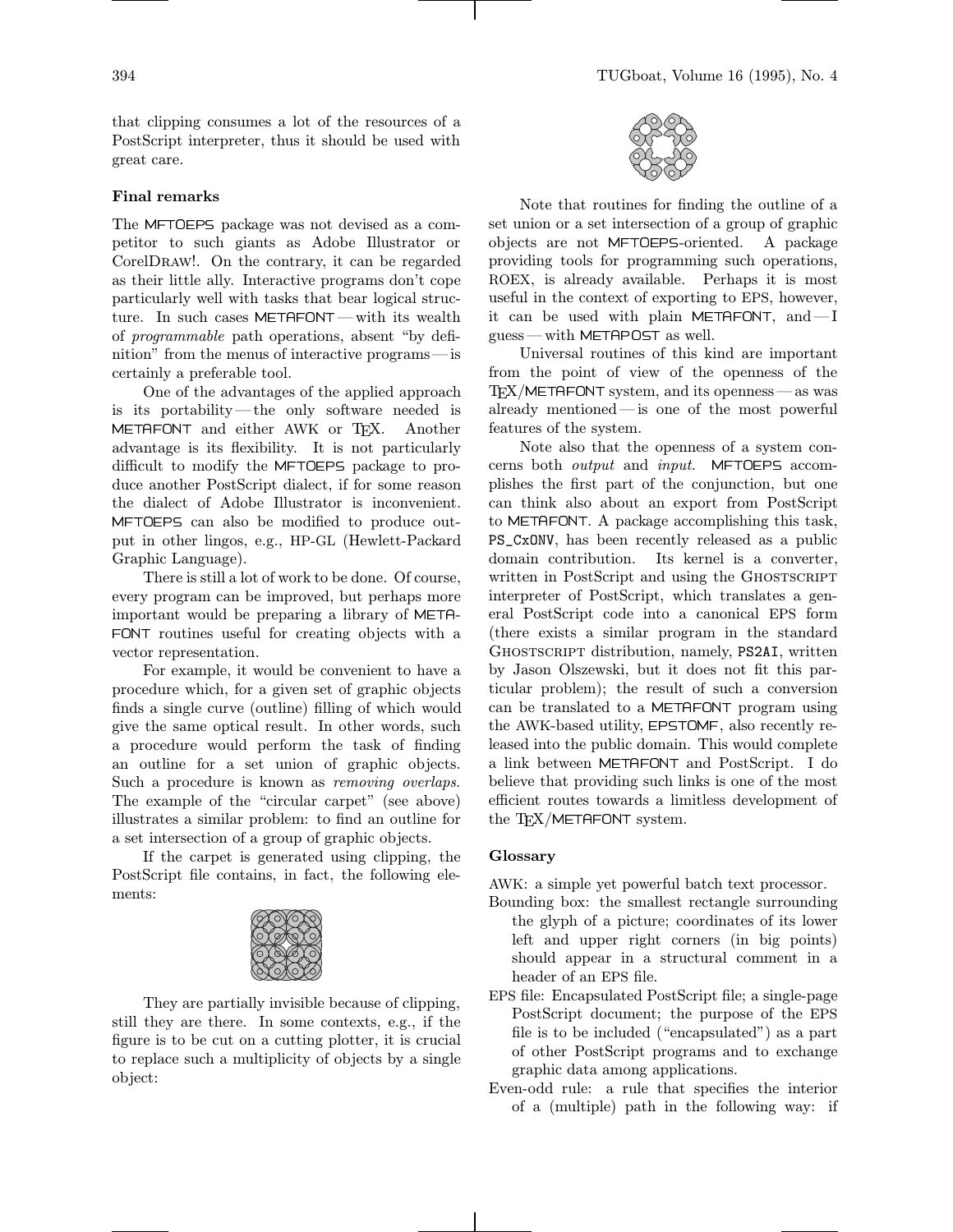that clipping consumes a lot of the resources of a PostScript interpreter, thus it should be used with great care.

### Final remarks

The MFTOEPS package was not devised as a competitor to such giants as Adobe Illustrator or CorelDRAW!. On the contrary, it can be regarded as their little ally. Interactive programs don't cope particularly well with tasks that bear logical structure. In such cases METAFONT — with its wealth of *programmable* path operations, absent "by definition" from the menus of interactive programs — is certainly a preferable tool.

One of the advantages of the applied approach is its portability — the only software needed is METAFONT and either AWK or TEX. Another advantage is its flexibility. It is not particularly difficult to modify the MFTOEPS package to produce another PostScript dialect, if for some reason the dialect of Adobe Illustrator is inconvenient. MFTOEPS can also be modified to produce output in other lingos, e.g., HP-GL (Hewlett-Packard Graphic Language).

There is still a lot of work to be done. Of course, every program can be improved, but perhaps more important would be preparing a library of METAFONT routines useful for creating objects with a vector representation.

For example, it would be convenient to have a procedure which, for a given set of graphic objects finds a single curve (outline) filling of which would give the same optical result. In other words, such a procedure would perform the task of finding an outline for a set union of graphic objects. Such a procedure is known as *removing overlaps*. The example of the "circular carpet" (see above) illustrates a similar problem: to find an outline for a set intersection of a group of graphic objects.

If the carpet is generated using clipping, the PostScript file contains, in fact, the following elements:

They are partially invisible because of clipping, still they are there. In some contexts, e.g., if the figure is to be cut on a cutting plotter, it is crucial to replace such a multiplicity of objects by a single object:

Note that routines for finding the outline of a set union or a set intersection of a group of graphic objects are not MFTOEPS-oriented. A package providing tools for programming such operations, ROEX, is already available. Perhaps it is most useful in the context of exporting to EPS, however, it can be used with plain METAFONT, and — I guess — with METAPOST as well.

Universal routines of this kind are important from the point of view of the openness of the TEX/METAFONT system, and its openness — as was already mentioned — is one of the most powerful features of the system.

Note also that the openness of a system concerns both *output* and *input*. MFTOEPS accomplishes the first part of the conjunction, but one can think also about an export from PostScript to METAFONT. A package accomplishing this task, `PS_CxONV`, has been recently released as a public domain contribution. Its kernel is a converter, written in PostScript and using the GHOSTSCRIPT interpreter of PostScript, which translates a general PostScript code into a canonical EPS form (there exists a similar program in the standard GHOSTSCRIPT distribution, namely, `PS2AI`, written by Jason Olszewski, but it does not fit this particular problem); the result of such a conversion can be translated to a METAFONT program using the AWK-based utility, EPSTOMF, also recently released into the public domain. This would complete a link between METAFONT and PostScript. I do believe that providing such links is one of the most efficient routes towards a limitless development of the TEX/METAFONT system.

### Glossary

AWK: a simple yet powerful batch text processor.

Bounding box: the smallest rectangle surrounding the glyph of a picture; coordinates of its lower left and upper right corners (in big points) should appear in a structural comment in a header of an EPS file.

EPS file: Encapsulated PostScript file; a single-page PostScript document; the purpose of the EPS file is to be included ("encapsulated") as a part of other PostScript programs and to exchange graphic data among applications.

Even-odd rule: a rule that specifies the interior of a (multiple) path in the following way: if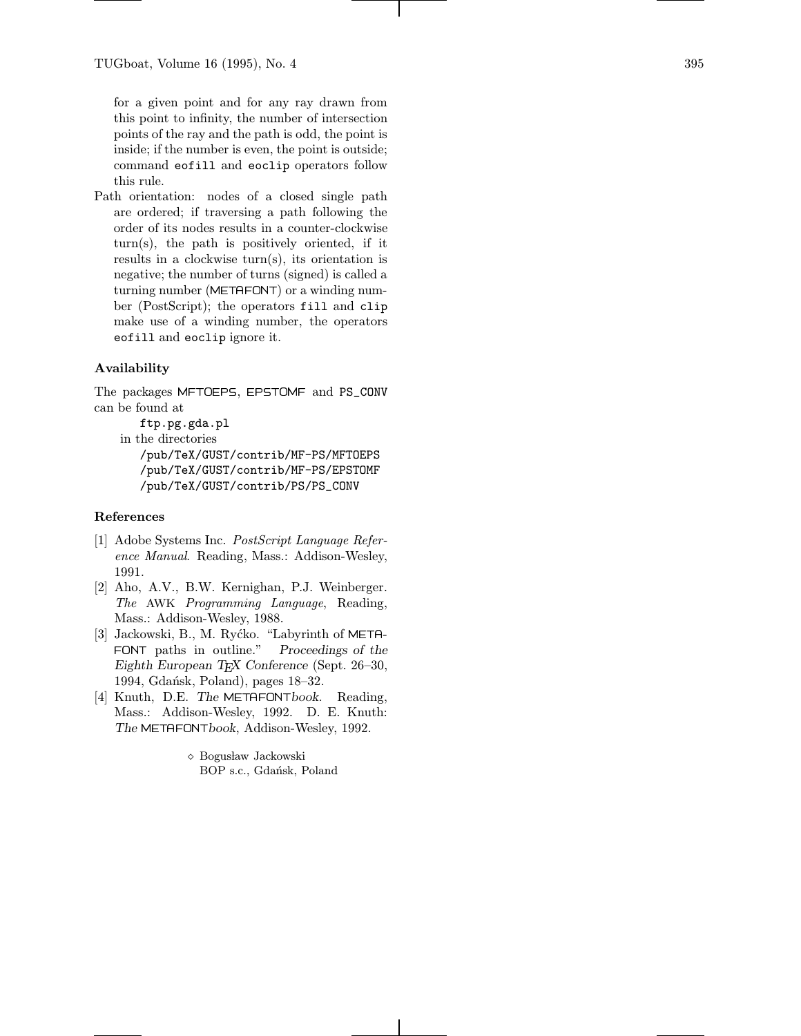for a given point and for any ray drawn from this point to infinity, the number of intersection points of the ray and the path is odd, the point is inside; if the number is even, the point is outside; command `eofill` and `eoclip` operators follow this rule.

Path orientation: nodes of a closed single path are ordered; if traversing a path following the order of its nodes results in a counter-clockwise turn(s), the path is positively oriented, if it results in a clockwise turn(s), its orientation is negative; the number of turns (signed) is called a turning number (METAFONT) or a winding number (PostScript); the operators `fill` and `clip` make use of a winding number, the operators `eofill` and `eoclip` ignore it.

### Availability

The packages MFTOEPS, EPSTOMF and PS_CONV can be found at

`ftp.pg.gda.pl`

in the directories

```
/pub/TeX/GUST/contrib/MF-PS/MFTOEPS
/pub/TeX/GUST/contrib/MF-PS/EPSTOMF
/pub/TeX/GUST/contrib/PS/PS_CONV
```

### References

[1] Adobe Systems Inc. *PostScript Language Reference Manual*. Reading, Mass.: Addison-Wesley, 1991.

[2] Aho, A.V., B.W. Kernighan, P.J. Weinberger. *The* AWK *Programming Language*, Reading, Mass.: Addison-Wesley, 1988.

[3] Jackowski, B., M. Ryćko. "Labyrinth of METAFONT paths in outline." *Proceedings of the Eighth European TEX Conference* (Sept. 26–30, 1994, Gdańsk, Poland), pages 18–32.

[4] Knuth, D.E. *The* METAFONT*book*. Reading, Mass.: Addison-Wesley, 1992. D. E. Knuth: *The* METAFONT*book*, Addison-Wesley, 1992.

◇ Bogusław Jackowski
BOP s.c., Gdańsk, Poland